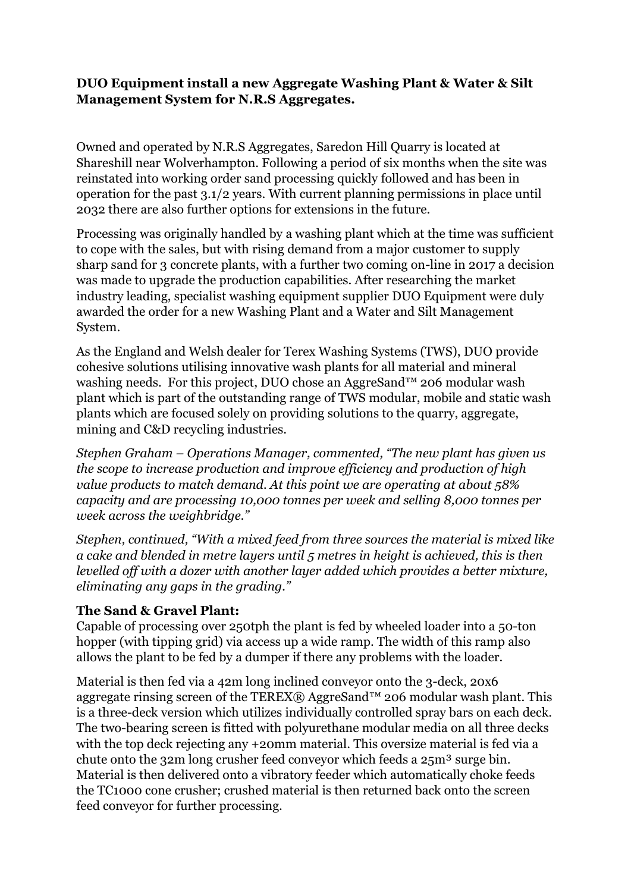**DUO Equipment install a new Aggregate Washing Plant & Water & Silt Management System for N.R.S Aggregates.**

Owned and operated by N.R.S Aggregates, Saredon Hill Quarry is located at Shareshill near Wolverhampton. Following a period of six months when the site was reinstated into working order sand processing quickly followed and has been in operation for the past 3.1/2 years. With current planning permissions in place until 2032 there are also further options for extensions in the future.

Processing was originally handled by a washing plant which at the time was sufficient to cope with the sales, but with rising demand from a major customer to supply sharp sand for 3 concrete plants, with a further two coming on-line in 2017 a decision was made to upgrade the production capabilities. After researching the market industry leading, specialist washing equipment supplier DUO Equipment were duly awarded the order for a new Washing Plant and a Water and Silt Management System.

As the England and Welsh dealer for Terex Washing Systems (TWS), DUO provide cohesive solutions utilising innovative wash plants for all material and mineral washing needs. For this project, DUO chose an AggreSand™ 206 modular wash plant which is part of the outstanding range of TWS modular, mobile and static wash plants which are focused solely on providing solutions to the quarry, aggregate, mining and C&D recycling industries.

*Stephen Graham – Operations Manager, commented, "The new plant has given us the scope to increase production and improve efficiency and production of high value products to match demand. At this point we are operating at about 58% capacity and are processing 10,000 tonnes per week and selling 8,000 tonnes per week across the weighbridge."*

*Stephen, continued, "With a mixed feed from three sources the material is mixed like a cake and blended in metre layers until 5 metres in height is achieved, this is then levelled off with a dozer with another layer added which provides a better mixture, eliminating any gaps in the grading."*

**The Sand & Gravel Plant:**

Capable of processing over 250tph the plant is fed by wheeled loader into a 50-ton hopper (with tipping grid) via access up a wide ramp. The width of this ramp also allows the plant to be fed by a dumper if there any problems with the loader.

Material is then fed via a 42m long inclined conveyor onto the 3-deck, 20x6 aggregate rinsing screen of the TEREX® AggreSand™ 206 modular wash plant. This is a three-deck version which utilizes individually controlled spray bars on each deck. The two-bearing screen is fitted with polyurethane modular media on all three decks with the top deck rejecting any +20mm material. This oversize material is fed via a chute onto the 32m long crusher feed conveyor which feeds a 25m³ surge bin. Material is then delivered onto a vibratory feeder which automatically choke feeds the TC1000 cone crusher; crushed material is then returned back onto the screen feed conveyor for further processing.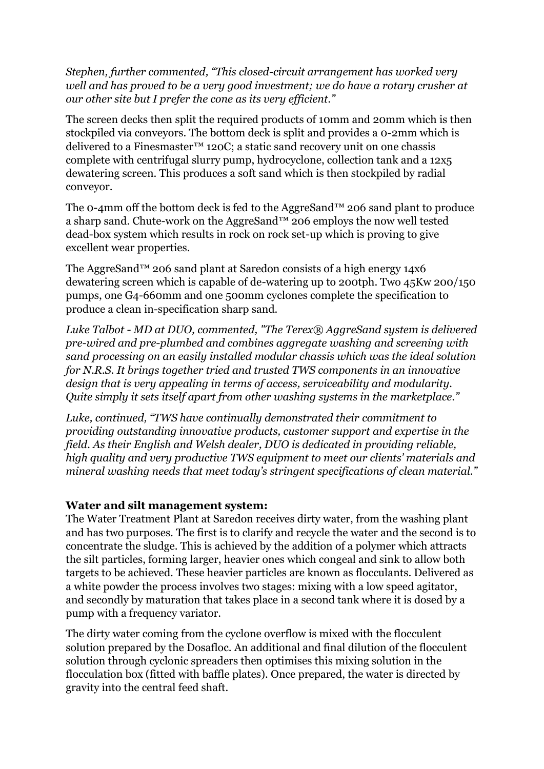*Stephen, further commented, "This closed-circuit arrangement has worked very well and has proved to be a very good investment; we do have a rotary crusher at our other site but I prefer the cone as its very efficient."*

The screen decks then split the required products of 10mm and 20mm which is then stockpiled via conveyors. The bottom deck is split and provides a 0-2mm which is delivered to a Finesmaster™ 120C; a static sand recovery unit on one chassis complete with centrifugal slurry pump, hydrocyclone, collection tank and a 12x5 dewatering screen. This produces a soft sand which is then stockpiled by radial conveyor.

The 0-4mm off the bottom deck is fed to the AggreSand™ 206 sand plant to produce a sharp sand. Chute-work on the AggreSand™ 206 employs the now well tested dead-box system which results in rock on rock set-up which is proving to give excellent wear properties.

The AggreSand™ 206 sand plant at Saredon consists of a high energy 14x6 dewatering screen which is capable of de-watering up to 200tph. Two 45Kw 200/150 pumps, one G4-660mm and one 500mm cyclones complete the specification to produce a clean in-specification sharp sand.

*Luke Talbot - MD at DUO, commented, "The Terex® AggreSand system is delivered pre-wired and pre-plumbed and combines aggregate washing and screening with sand processing on an easily installed modular chassis which was the ideal solution for N.R.S. It brings together tried and trusted TWS components in an innovative design that is very appealing in terms of access, serviceability and modularity. Quite simply it sets itself apart from other washing systems in the marketplace."*

*Luke, continued, "TWS have continually demonstrated their commitment to providing outstanding innovative products, customer support and expertise in the field. As their English and Welsh dealer, DUO is dedicated in providing reliable, high quality and very productive TWS equipment to meet our clients' materials and mineral washing needs that meet today's stringent specifications of clean material."*

**Water and silt management system:**
The Water Treatment Plant at Saredon receives dirty water, from the washing plant and has two purposes. The first is to clarify and recycle the water and the second is to concentrate the sludge. This is achieved by the addition of a polymer which attracts the silt particles, forming larger, heavier ones which congeal and sink to allow both targets to be achieved. These heavier particles are known as flocculants. Delivered as a white powder the process involves two stages: mixing with a low speed agitator, and secondly by maturation that takes place in a second tank where it is dosed by a pump with a frequency variator.

The dirty water coming from the cyclone overflow is mixed with the flocculent solution prepared by the Dosafloc. An additional and final dilution of the flocculent solution through cyclonic spreaders then optimises this mixing solution in the flocculation box (fitted with baffle plates). Once prepared, the water is directed by gravity into the central feed shaft.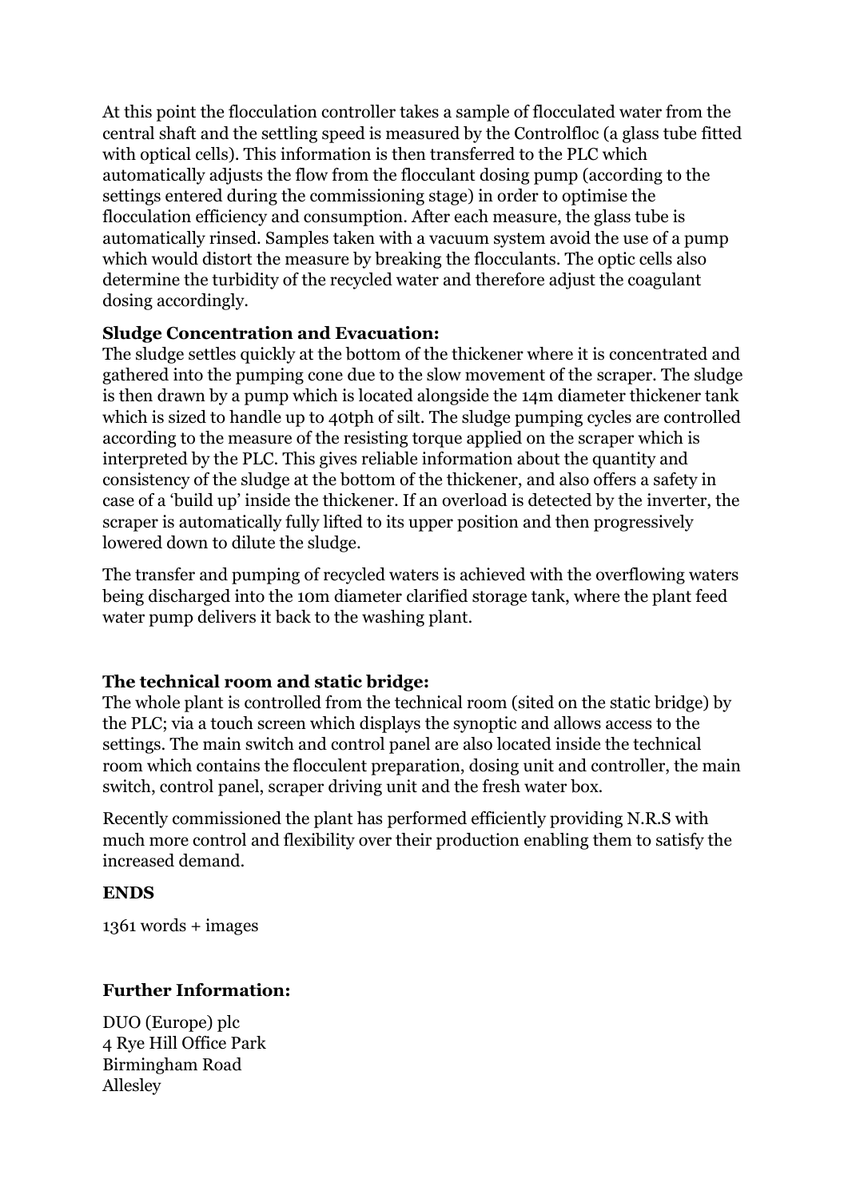At this point the flocculation controller takes a sample of flocculated water from the central shaft and the settling speed is measured by the Controlfloc (a glass tube fitted with optical cells). This information is then transferred to the PLC which automatically adjusts the flow from the flocculant dosing pump (according to the settings entered during the commissioning stage) in order to optimise the flocculation efficiency and consumption. After each measure, the glass tube is automatically rinsed. Samples taken with a vacuum system avoid the use of a pump which would distort the measure by breaking the flocculants. The optic cells also determine the turbidity of the recycled water and therefore adjust the coagulant dosing accordingly.

**Sludge Concentration and Evacuation:**
The sludge settles quickly at the bottom of the thickener where it is concentrated and gathered into the pumping cone due to the slow movement of the scraper. The sludge is then drawn by a pump which is located alongside the 14m diameter thickener tank which is sized to handle up to 40tph of silt. The sludge pumping cycles are controlled according to the measure of the resisting torque applied on the scraper which is interpreted by the PLC. This gives reliable information about the quantity and consistency of the sludge at the bottom of the thickener, and also offers a safety in case of a 'build up' inside the thickener. If an overload is detected by the inverter, the scraper is automatically fully lifted to its upper position and then progressively lowered down to dilute the sludge.

The transfer and pumping of recycled waters is achieved with the overflowing waters being discharged into the 10m diameter clarified storage tank, where the plant feed water pump delivers it back to the washing plant.

**The technical room and static bridge:**
The whole plant is controlled from the technical room (sited on the static bridge) by the PLC; via a touch screen which displays the synoptic and allows access to the settings. The main switch and control panel are also located inside the technical room which contains the flocculent preparation, dosing unit and controller, the main switch, control panel, scraper driving unit and the fresh water box.

Recently commissioned the plant has performed efficiently providing N.R.S with much more control and flexibility over their production enabling them to satisfy the increased demand.

**ENDS**

1361 words + images

**Further Information:**

DUO (Europe) plc
4 Rye Hill Office Park
Birmingham Road
Allesley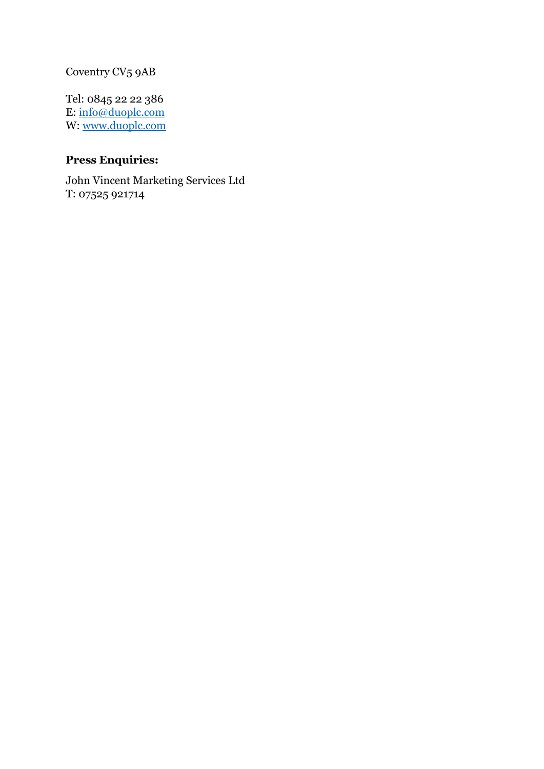Coventry CV5 9AB

Tel: 0845 22 22 386
E: info@duoplc.com
W: www.duoplc.com

**Press Enquiries:**

John Vincent Marketing Services Ltd
T: 07525 921714